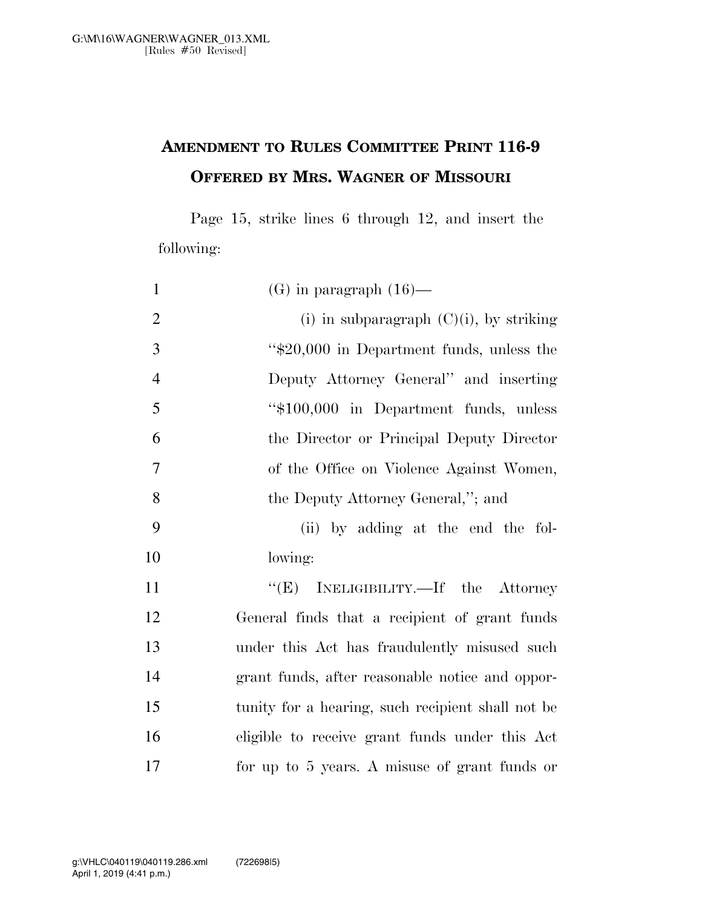## AMENDMENT TO RULES COMMITTEE PRINT 116-9 OFFERED BY MRS. WAGNER OF MISSOURI

Page 15, strike lines 6 through 12, and insert the following:

1 (G) in paragraph (16)—

2 (i) in subparagraph (C)(i), by striking
3 "$20,000 in Department funds, unless the
4 Deputy Attorney General" and inserting
5 "$100,000 in Department funds, unless
6 the Director or Principal Deputy Director
7 of the Office on Violence Against Women,
8 the Deputy Attorney General,"; and

9 (ii) by adding at the end the fol-
10 lowing:

11 "(E) INELIGIBILITY.—If the Attorney
12 General finds that a recipient of grant funds
13 under this Act has fraudulently misused such
14 grant funds, after reasonable notice and oppor-
15 tunity for a hearing, such recipient shall not be
16 eligible to receive grant funds under this Act
17 for up to 5 years. A misuse of grant funds or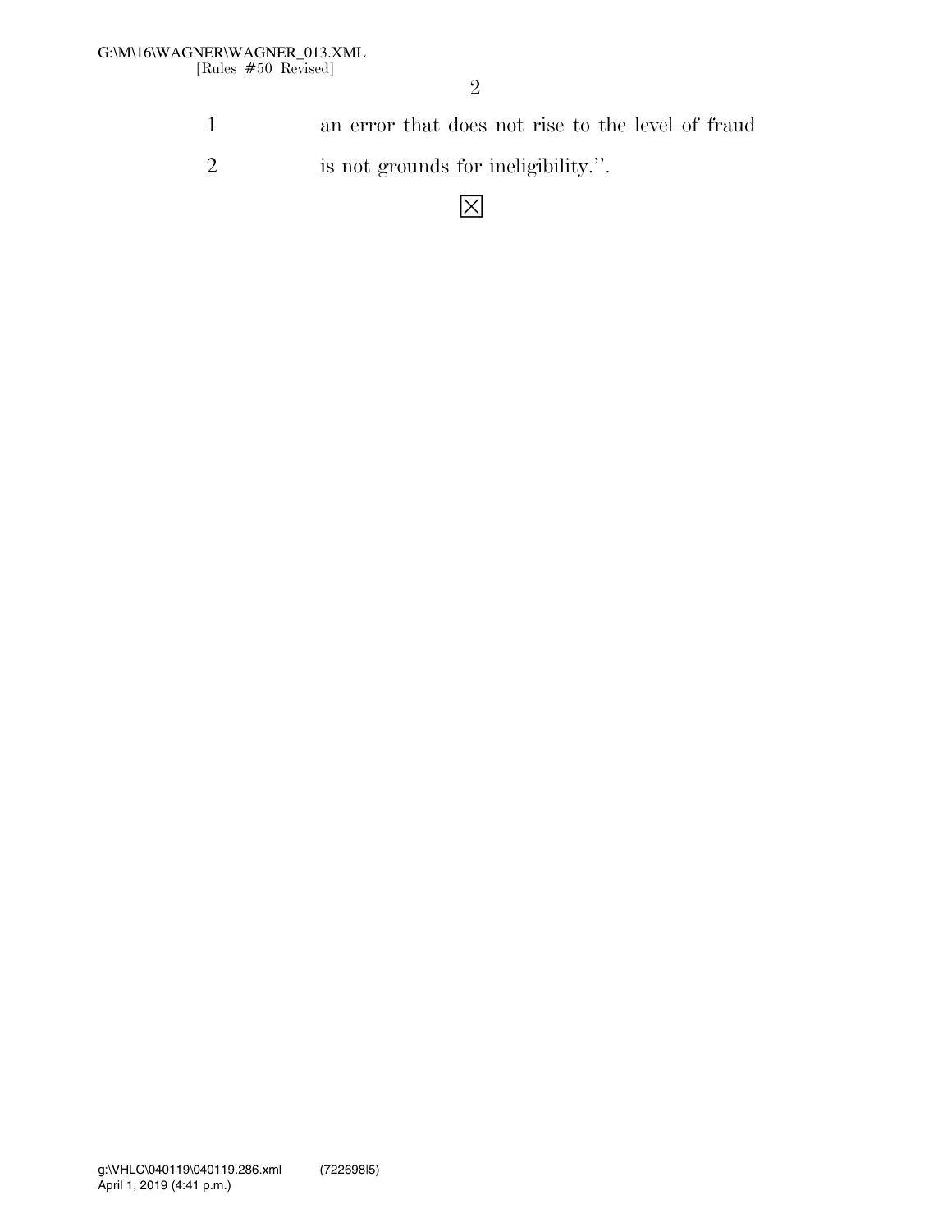an error that does not rise to the level of fraud is not grounds for ineligibility.''.

☒